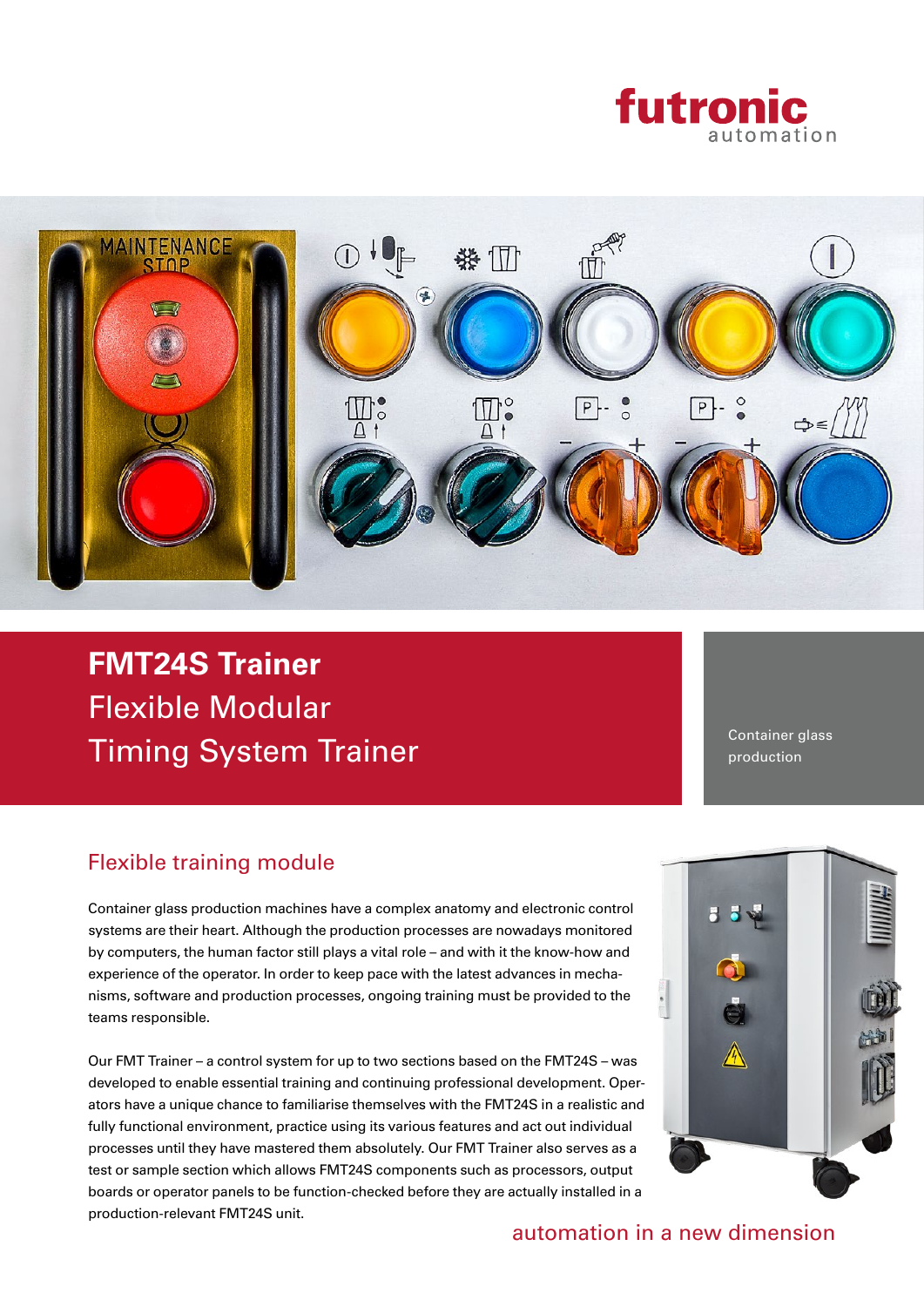futronic automation

# FMT24S Trainer
Flexible Modular
Timing System Trainer

Container glass production

## Flexible training module

Container glass production machines have a complex anatomy and electronic control systems are their heart. Although the production processes are nowadays monitored by computers, the human factor still plays a vital role – and with it the know-how and experience of the operator. In order to keep pace with the latest advances in mechanisms, software and production processes, ongoing training must be provided to the teams responsible.

Our FMT Trainer – a control system for up to two sections based on the FMT24S – was developed to enable essential training and continuing professional development. Operators have a unique chance to familiarise themselves with the FMT24S in a realistic and fully functional environment, practice using its various features and act out individual processes until they have mastered them absolutely. Our FMT Trainer also serves as a test or sample section which allows FMT24S components such as processors, output boards or operator panels to be function-checked before they are actually installed in a production-relevant FMT24S unit.

automation in a new dimension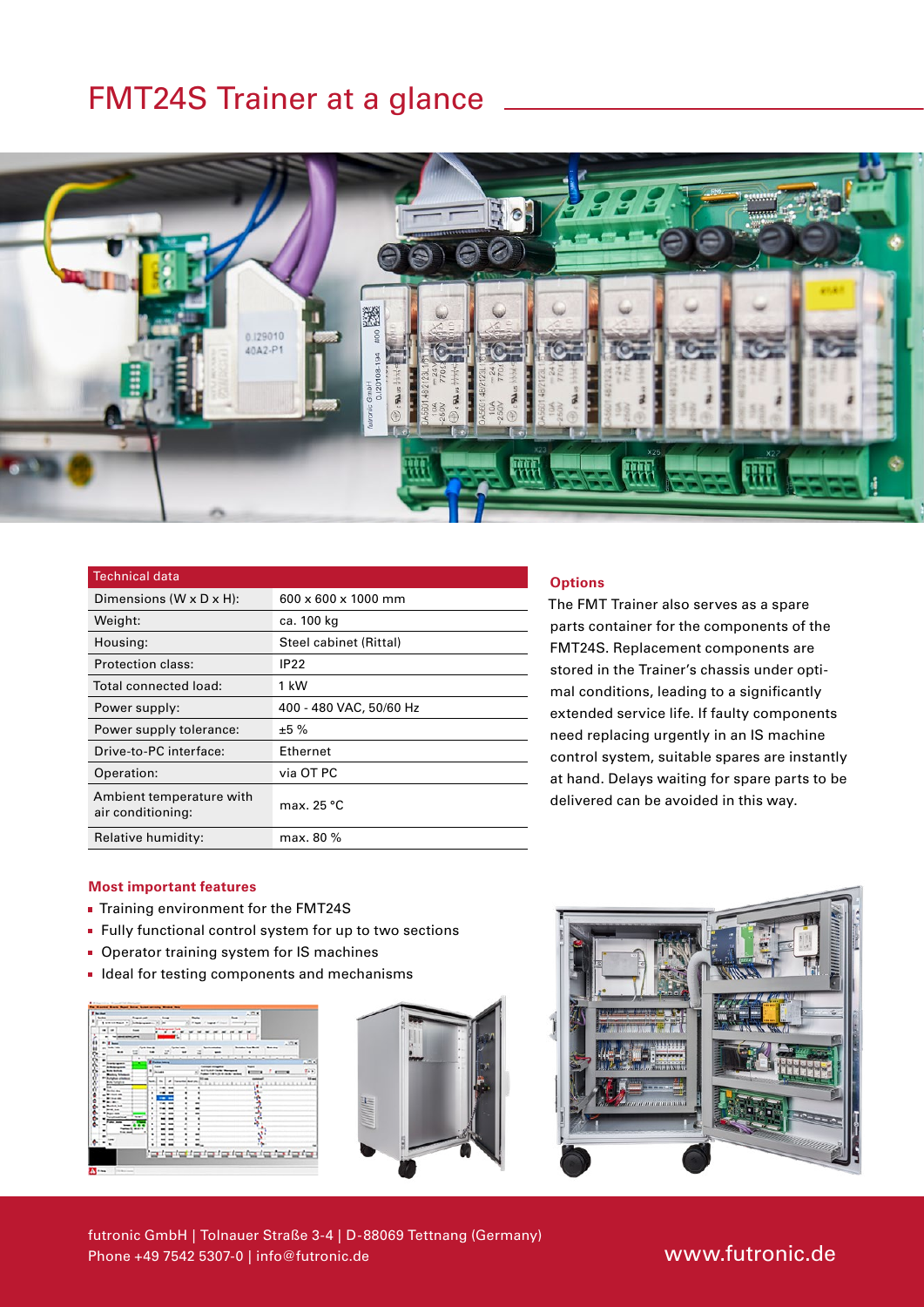# FMT24S Trainer at a glance

| Technical data | |
|---|---|
| Dimensions (W x D x H): | 600 x 600 x 1000 mm |
| Weight: | ca. 100 kg |
| Housing: | Steel cabinet (Rittal) |
| Protection class: | IP22 |
| Total connected load: | 1 kW |
| Power supply: | 400 - 480 VAC, 50/60 Hz |
| Power supply tolerance: | ±5 % |
| Drive-to-PC interface: | Ethernet |
| Operation: | via OT PC |
| Ambient temperature with air conditioning: | max. 25 °C |
| Relative humidity: | max. 80 % |

**Options**

The FMT Trainer also serves as a spare parts container for the components of the FMT24S. Replacement components are stored in the Trainer's chassis under optimal conditions, leading to a significantly extended service life. If faulty components need replacing urgently in an IS machine control system, suitable spares are instantly at hand. Delays waiting for spare parts to be delivered can be avoided in this way.

**Most important features**

- Training environment for the FMT24S
- Fully functional control system for up to two sections
- Operator training system for IS machines
- Ideal for testing components and mechanisms

futronic GmbH | Tolnauer Straße 3-4 | D-88069 Tettnang (Germany)
Phone +49 7542 5307-0 | info@futronic.de

www.futronic.de